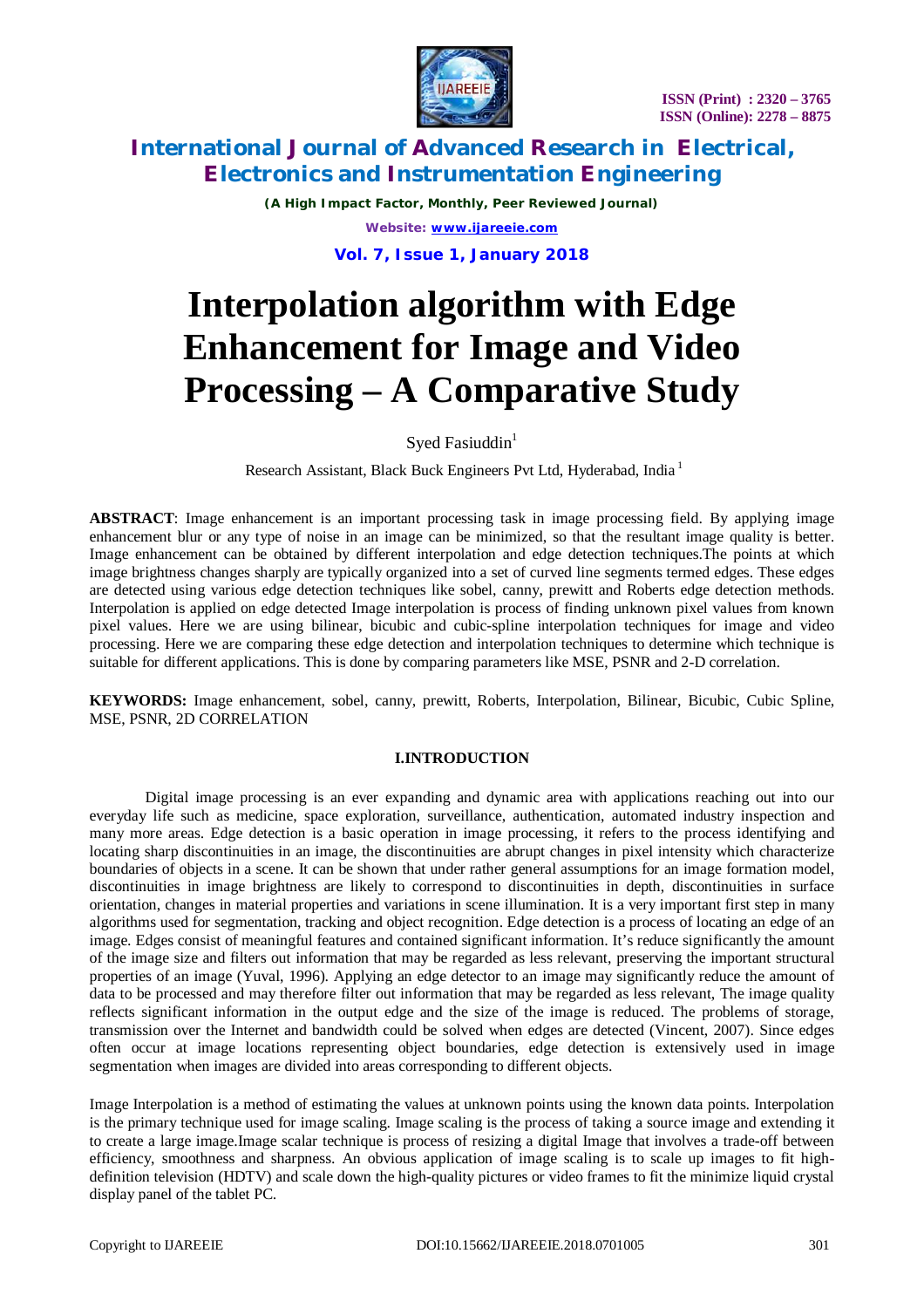# Interpolation algorithm with Edge Enhancement for Image and Video Processing – A Comparative Study

Syed Fasiuddin[1]

Research Assistant, Black Buck Engineers Pvt Ltd, Hyderabad, India [1]

**ABSTRACT**: Image enhancement is an important processing task in image processing field. By applying image enhancement blur or any type of noise in an image can be minimized, so that the resultant image quality is better. Image enhancement can be obtained by different interpolation and edge detection techniques.The points at which image brightness changes sharply are typically organized into a set of curved line segments termed edges. These edges are detected using various edge detection techniques like sobel, canny, prewitt and Roberts edge detection methods. Interpolation is applied on edge detected Image interpolation is process of finding unknown pixel values from known pixel values. Here we are using bilinear, bicubic and cubic-spline interpolation techniques for image and video processing. Here we are comparing these edge detection and interpolation techniques to determine which technique is suitable for different applications. This is done by comparing parameters like MSE, PSNR and 2-D correlation.

**KEYWORDS:** Image enhancement, sobel, canny, prewitt, Roberts, Interpolation, Bilinear, Bicubic, Cubic Spline, MSE, PSNR, 2D CORRELATION

## I.INTRODUCTION

Digital image processing is an ever expanding and dynamic area with applications reaching out into our everyday life such as medicine, space exploration, surveillance, authentication, automated industry inspection and many more areas. Edge detection is a basic operation in image processing, it refers to the process identifying and locating sharp discontinuities in an image, the discontinuities are abrupt changes in pixel intensity which characterize boundaries of objects in a scene. It can be shown that under rather general assumptions for an image formation model, discontinuities in image brightness are likely to correspond to discontinuities in depth, discontinuities in surface orientation, changes in material properties and variations in scene illumination. It is a very important first step in many algorithms used for segmentation, tracking and object recognition. Edge detection is a process of locating an edge of an image. Edges consist of meaningful features and contained significant information. It's reduce significantly the amount of the image size and filters out information that may be regarded as less relevant, preserving the important structural properties of an image (Yuval, 1996). Applying an edge detector to an image may significantly reduce the amount of data to be processed and may therefore filter out information that may be regarded as less relevant, The image quality reflects significant information in the output edge and the size of the image is reduced. The problems of storage, transmission over the Internet and bandwidth could be solved when edges are detected (Vincent, 2007). Since edges often occur at image locations representing object boundaries, edge detection is extensively used in image segmentation when images are divided into areas corresponding to different objects.

Image Interpolation is a method of estimating the values at unknown points using the known data points. Interpolation is the primary technique used for image scaling. Image scaling is the process of taking a source image and extending it to create a large image.Image scalar technique is process of resizing a digital Image that involves a trade-off between efficiency, smoothness and sharpness. An obvious application of image scaling is to scale up images to fit high-definition television (HDTV) and scale down the high-quality pictures or video frames to fit the minimize liquid crystal display panel of the tablet PC.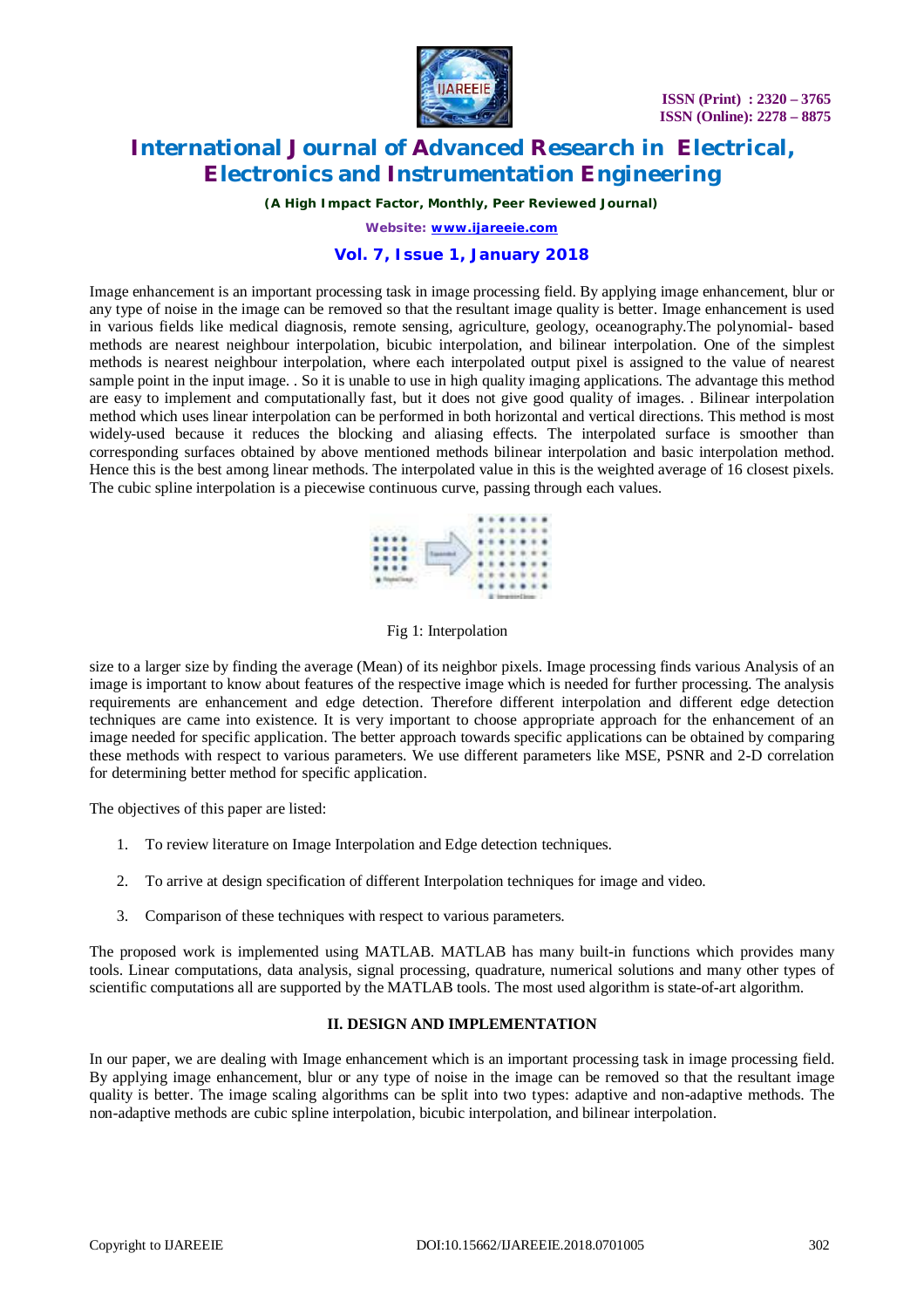Image enhancement is an important processing task in image processing field. By applying image enhancement, blur or any type of noise in the image can be removed so that the resultant image quality is better. Image enhancement is used in various fields like medical diagnosis, remote sensing, agriculture, geology, oceanography.The polynomial- based methods are nearest neighbour interpolation, bicubic interpolation, and bilinear interpolation. One of the simplest methods is nearest neighbour interpolation, where each interpolated output pixel is assigned to the value of nearest sample point in the input image. . So it is unable to use in high quality imaging applications. The advantage this method are easy to implement and computationally fast, but it does not give good quality of images. . Bilinear interpolation method which uses linear interpolation can be performed in both horizontal and vertical directions. This method is most widely-used because it reduces the blocking and aliasing effects. The interpolated surface is smoother than corresponding surfaces obtained by above mentioned methods bilinear interpolation and basic interpolation method. Hence this is the best among linear methods. The interpolated value in this is the weighted average of 16 closest pixels. The cubic spline interpolation is a piecewise continuous curve, passing through each values.

Fig 1: Interpolation

size to a larger size by finding the average (Mean) of its neighbor pixels. Image processing finds various Analysis of an image is important to know about features of the respective image which is needed for further processing. The analysis requirements are enhancement and edge detection. Therefore different interpolation and different edge detection techniques are came into existence. It is very important to choose appropriate approach for the enhancement of an image needed for specific application. The better approach towards specific applications can be obtained by comparing these methods with respect to various parameters. We use different parameters like MSE, PSNR and 2-D correlation for determining better method for specific application.

The objectives of this paper are listed:

1. To review literature on Image Interpolation and Edge detection techniques.
2. To arrive at design specification of different Interpolation techniques for image and video.
3. Comparison of these techniques with respect to various parameters.

The proposed work is implemented using MATLAB. MATLAB has many built-in functions which provides many tools. Linear computations, data analysis, signal processing, quadrature, numerical solutions and many other types of scientific computations all are supported by the MATLAB tools. The most used algorithm is state-of-art algorithm.

## II. DESIGN AND IMPLEMENTATION

In our paper, we are dealing with Image enhancement which is an important processing task in image processing field. By applying image enhancement, blur or any type of noise in the image can be removed so that the resultant image quality is better. The image scaling algorithms can be split into two types: adaptive and non-adaptive methods. The non-adaptive methods are cubic spline interpolation, bicubic interpolation, and bilinear interpolation.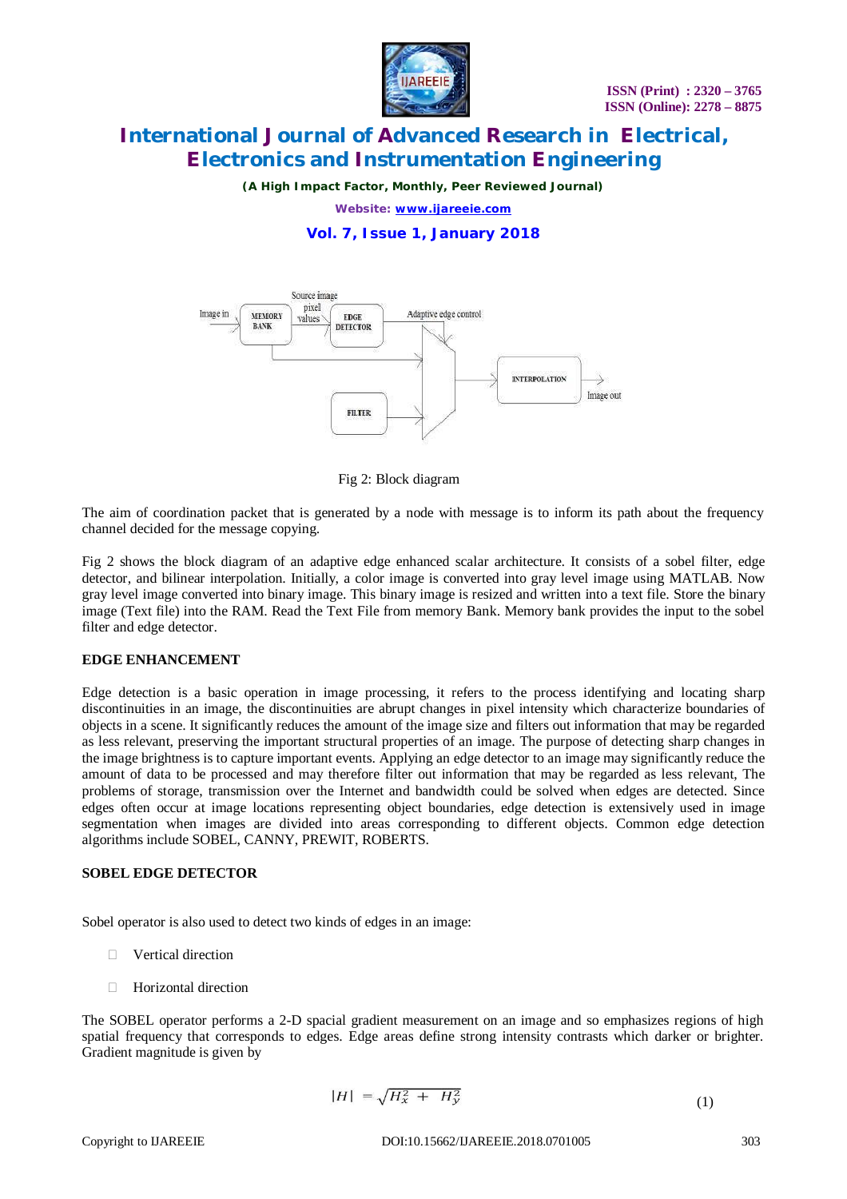Fig 2: Block diagram

The aim of coordination packet that is generated by a node with message is to inform its path about the frequency channel decided for the message copying.

Fig 2 shows the block diagram of an adaptive edge enhanced scalar architecture. It consists of a sobel filter, edge detector, and bilinear interpolation. Initially, a color image is converted into gray level image using MATLAB. Now gray level image converted into binary image. This binary image is resized and written into a text file. Store the binary image (Text file) into the RAM. Read the Text File from memory Bank. Memory bank provides the input to the sobel filter and edge detector.

## EDGE ENHANCEMENT

Edge detection is a basic operation in image processing, it refers to the process identifying and locating sharp discontinuities in an image, the discontinuities are abrupt changes in pixel intensity which characterize boundaries of objects in a scene. It significantly reduces the amount of the image size and filters out information that may be regarded as less relevant, preserving the important structural properties of an image. The purpose of detecting sharp changes in the image brightness is to capture important events. Applying an edge detector to an image may significantly reduce the amount of data to be processed and may therefore filter out information that may be regarded as less relevant, The problems of storage, transmission over the Internet and bandwidth could be solved when edges are detected. Since edges often occur at image locations representing object boundaries, edge detection is extensively used in image segmentation when images are divided into areas corresponding to different objects. Common edge detection algorithms include SOBEL, CANNY, PREWIT, ROBERTS.

## SOBEL EDGE DETECTOR

Sobel operator is also used to detect two kinds of edges in an image:

- Vertical direction
- Horizontal direction

The SOBEL operator performs a 2-D spacial gradient measurement on an image and so emphasizes regions of high spatial frequency that corresponds to edges. Edge areas define strong intensity contrasts which darker or brighter. Gradient magnitude is given by

$$|H| = \sqrt{H_x^2 + H_y^2} \qquad (1)$$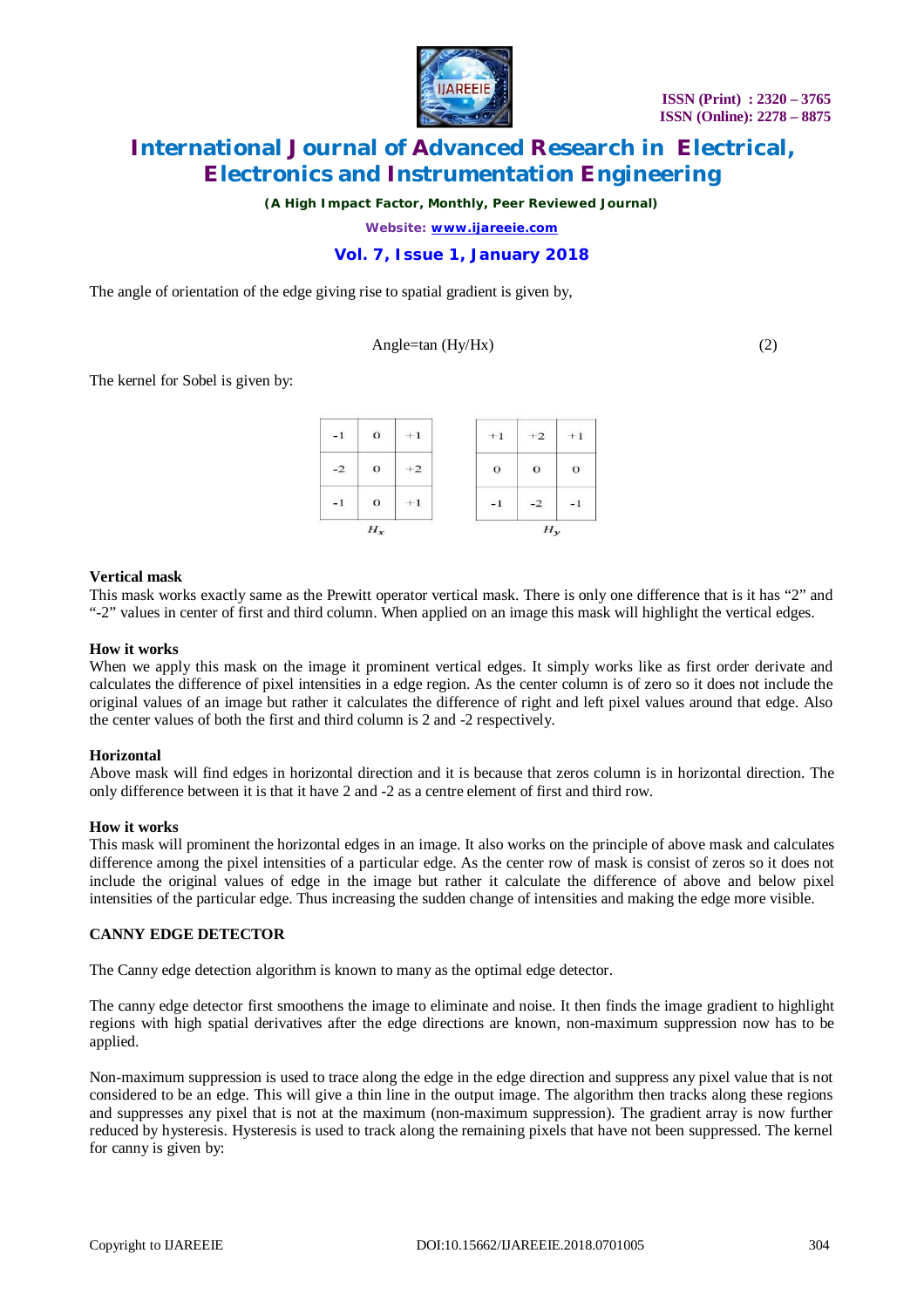The angle of orientation of the edge giving rise to spatial gradient is given by,

$$\text{Angle}=\tan\left(Hy/Hx\right) \quad (2)$$

The kernel for Sobel is given by:

| -1 | 0 | +1 |
|---|---|---|
| -2 | 0 | +2 |
| -1 | 0 | +1 |

$H_x$

| +1 | +2 | +1 |
|---|---|---|
| 0 | 0 | 0 |
| -1 | -2 | -1 |

$H_y$

**Vertical mask**

This mask works exactly same as the Prewitt operator vertical mask. There is only one difference that is it has "2" and "-2" values in center of first and third column. When applied on an image this mask will highlight the vertical edges.

**How it works**

When we apply this mask on the image it prominent vertical edges. It simply works like as first order derivate and calculates the difference of pixel intensities in a edge region. As the center column is of zero so it does not include the original values of an image but rather it calculates the difference of right and left pixel values around that edge. Also the center values of both the first and third column is 2 and -2 respectively.

**Horizontal**

Above mask will find edges in horizontal direction and it is because that zeros column is in horizontal direction. The only difference between it is that it have 2 and -2 as a centre element of first and third row.

**How it works**

This mask will prominent the horizontal edges in an image. It also works on the principle of above mask and calculates difference among the pixel intensities of a particular edge. As the center row of mask is consist of zeros so it does not include the original values of edge in the image but rather it calculate the difference of above and below pixel intensities of the particular edge. Thus increasing the sudden change of intensities and making the edge more visible.

**CANNY EDGE DETECTOR**

The Canny edge detection algorithm is known to many as the optimal edge detector.

The canny edge detector first smoothens the image to eliminate and noise. It then finds the image gradient to highlight regions with high spatial derivatives after the edge directions are known, non-maximum suppression now has to be applied.

Non-maximum suppression is used to trace along the edge in the edge direction and suppress any pixel value that is not considered to be an edge. This will give a thin line in the output image. The algorithm then tracks along these regions and suppresses any pixel that is not at the maximum (non-maximum suppression). The gradient array is now further reduced by hysteresis. Hysteresis is used to track along the remaining pixels that have not been suppressed. The kernel for canny is given by: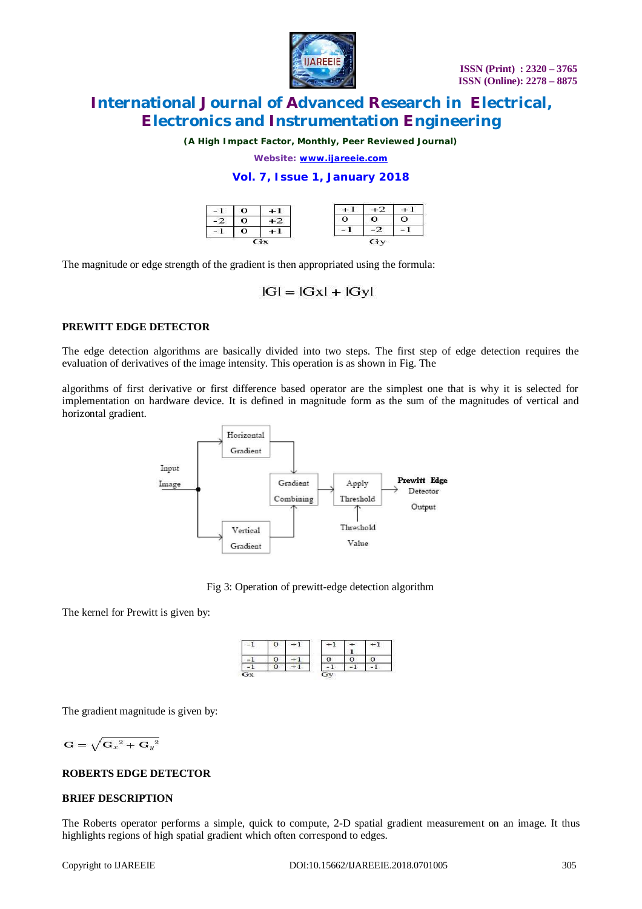| -1 | 0 | +1 |
|---|---|---|
| -2 | 0 | +2 |
| -1 | 0 | +1 |

Gx

| +1 | +2 | +1 |
|---|---|---|
| 0 | 0 | 0 |
| -1 | -2 | -1 |

Gy

The magnitude or edge strength of the gradient is then appropriated using the formula:

$$|G| = |Gx| + |Gy|$$

**PREWITT EDGE DETECTOR**

The edge detection algorithms are basically divided into two steps. The first step of edge detection requires the evaluation of derivatives of the image intensity. This operation is as shown in Fig. The

algorithms of first derivative or first difference based operator are the simplest one that is why it is selected for implementation on hardware device. It is defined in magnitude form as the sum of the magnitudes of vertical and horizontal gradient.

Input Image → Horizontal Gradient / Vertical Gradient → Gradient Combining → Apply Threshold (← Threshold Value) → Prewitt Edge Detector Output

Fig 3: Operation of prewitt-edge detection algorithm

The kernel for Prewitt is given by:

| -1 | 0 | +1 |
|---|---|---|
| -1 | 0 | +1 |
| -1 | 0 | +1 |

Gx

| +1 | +1 | +1 |
|---|---|---|
| 0 | 0 | 0 |
| -1 | -1 | -1 |

Gy

The gradient magnitude is given by:

$$G = \sqrt{G_x{}^2 + G_y{}^2}$$

**ROBERTS EDGE DETECTOR**

**BRIEF DESCRIPTION**

The Roberts operator performs a simple, quick to compute, 2-D spatial gradient measurement on an image. It thus highlights regions of high spatial gradient which often correspond to edges.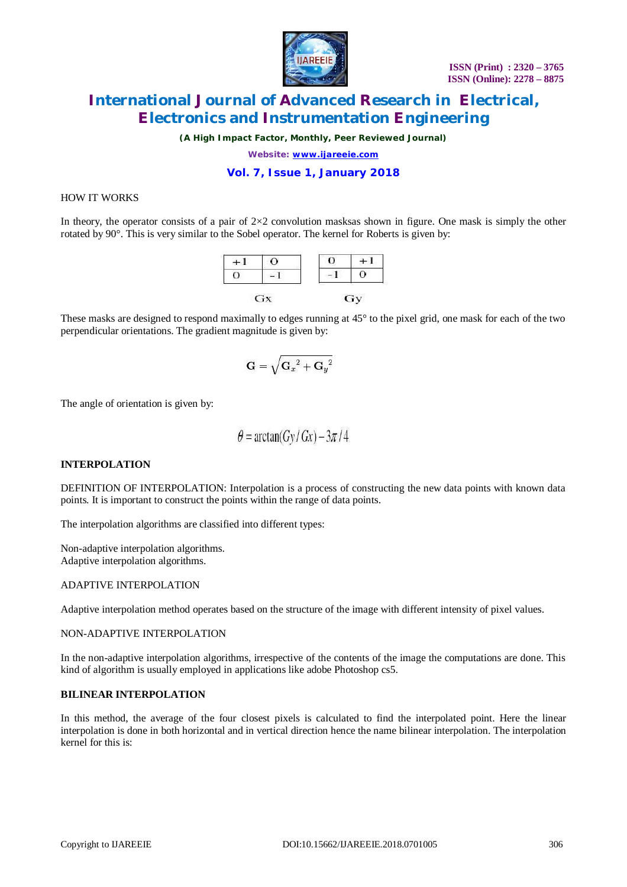HOW IT WORKS

In theory, the operator consists of a pair of 2×2 convolution masksas shown in figure. One mask is simply the other rotated by 90°. This is very similar to the Sobel operator. The kernel for Roberts is given by:

| +1 | 0 |
| --- | --- |
| 0 | -1 |

Gx

| 0 | +1 |
| --- | --- |
| -1 | 0 |

Gy

These masks are designed to respond maximally to edges running at 45° to the pixel grid, one mask for each of the two perpendicular orientations. The gradient magnitude is given by:

$$\mathbf{G} = \sqrt{\mathbf{G}_x{}^2 + \mathbf{G}_y{}^2}$$

The angle of orientation is given by:

$$\theta = \arctan(Gy/Gx) - 3\pi/4$$

**INTERPOLATION**

DEFINITION OF INTERPOLATION: Interpolation is a process of constructing the new data points with known data points. It is important to construct the points within the range of data points.

The interpolation algorithms are classified into different types:

Non-adaptive interpolation algorithms.
Adaptive interpolation algorithms.

ADAPTIVE INTERPOLATION

Adaptive interpolation method operates based on the structure of the image with different intensity of pixel values.

NON-ADAPTIVE INTERPOLATION

In the non-adaptive interpolation algorithms, irrespective of the contents of the image the computations are done. This kind of algorithm is usually employed in applications like adobe Photoshop cs5.

**BILINEAR INTERPOLATION**

In this method, the average of the four closest pixels is calculated to find the interpolated point. Here the linear interpolation is done in both horizontal and in vertical direction hence the name bilinear interpolation. The interpolation kernel for this is: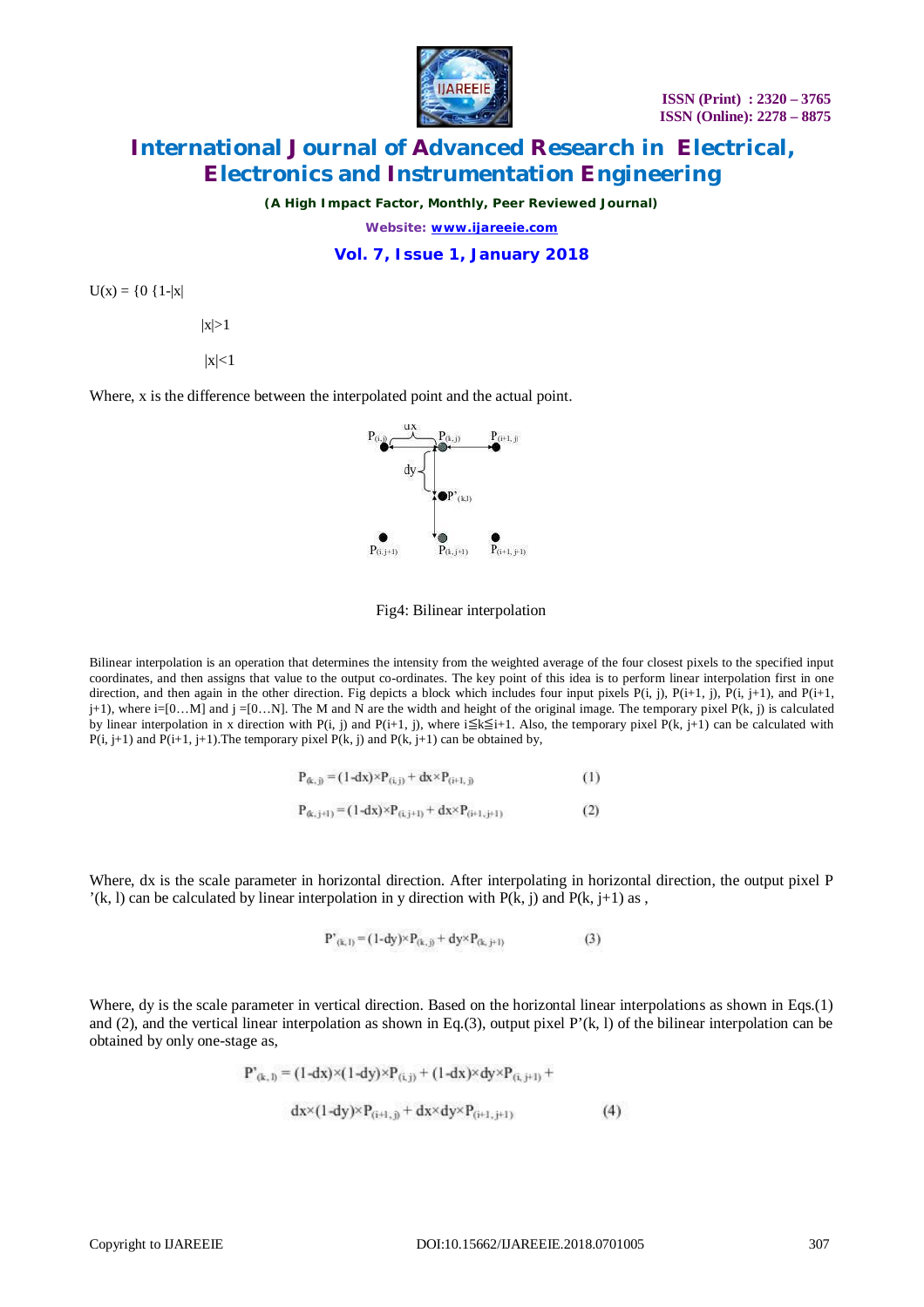U(x) = {0 {1-|x|

|x|>1

|x|<1

Where, x is the difference between the interpolated point and the actual point.

Fig4: Bilinear interpolation

Bilinear interpolation is an operation that determines the intensity from the weighted average of the four closest pixels to the specified input coordinates, and then assigns that value to the output co-ordinates. The key point of this idea is to perform linear interpolation first in one direction, and then again in the other direction. Fig depicts a block which includes four input pixels P(i, j), P(i+1, j), P(i, j+1), and P(i+1, j+1), where i=[0…M] and j =[0…N]. The M and N are the width and height of the original image. The temporary pixel P(k, j) is calculated by linear interpolation in x direction with P(i, j) and P(i+1, j), where i≦k≦i+1. Also, the temporary pixel P(k, j+1) can be calculated with P(i, j+1) and P(i+1, j+1).The temporary pixel P(k, j) and P(k, j+1) can be obtained by,

$$P_{(k,j)} = (1\text{-}dx)\times P_{(i,j)} + dx\times P_{(i+1,j)} \tag{1}$$

$$P_{(k,j+1)} = (1\text{-}dx)\times P_{(i,j+1)} + dx\times P_{(i+1,j+1)} \tag{2}$$

Where, dx is the scale parameter in horizontal direction. After interpolating in horizontal direction, the output pixel P '(k, l) can be calculated by linear interpolation in y direction with P(k, j) and P(k, j+1) as ,

$$P'_{(k,l)} = (1\text{-}dy)\times P_{(k,j)} + dy\times P_{(k,j+1)} \tag{3}$$

Where, dy is the scale parameter in vertical direction. Based on the horizontal linear interpolations as shown in Eqs.(1) and (2), and the vertical linear interpolation as shown in Eq.(3), output pixel P'(k, l) of the bilinear interpolation can be obtained by only one-stage as,

$$P'_{(k,l)} = (1\text{-}dx)\times(1\text{-}dy)\times P_{(i,j)} + (1\text{-}dx)\times dy\times P_{(i,j+1)} + dx\times(1\text{-}dy)\times P_{(i+1,j)} + dx\times dy\times P_{(i+1,j+1)} \tag{4}$$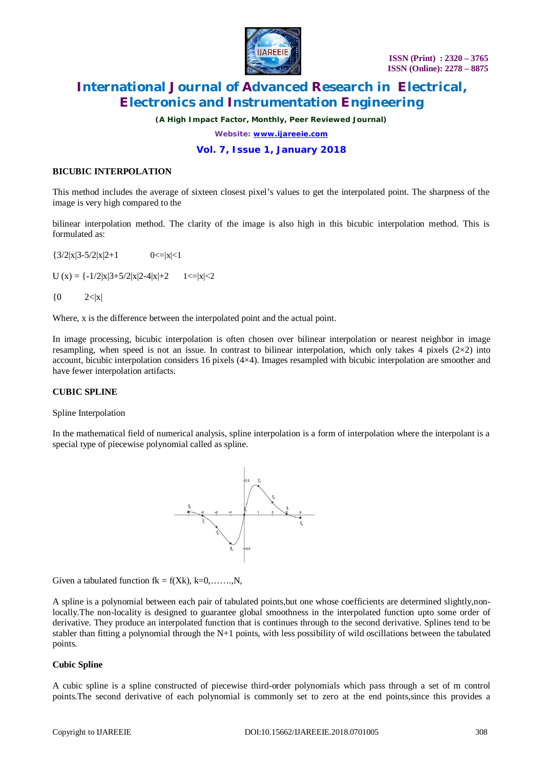**BICUBIC INTERPOLATION**

This method includes the average of sixteen closest pixel's values to get the interpolated point. The sharpness of the image is very high compared to the

bilinear interpolation method. The clarity of the image is also high in this bicubic interpolation method. This is formulated as:

$\{3/2|x|^3-5/2|x|^2+1 \qquad 0<=|x|<1$

$U(x) = \{-1/2|x|^3+5/2|x|^2-4|x|+2 \qquad 1<=|x|<2$

$\{0 \qquad 2<|x|$

Where, x is the difference between the interpolated point and the actual point.

In image processing, bicubic interpolation is often chosen over bilinear interpolation or nearest neighbor in image resampling, when speed is not an issue. In contrast to bilinear interpolation, which only takes 4 pixels (2×2) into account, bicubic interpolation considers 16 pixels (4×4). Images resampled with bicubic interpolation are smoother and have fewer interpolation artifacts.

**CUBIC SPLINE**

Spline Interpolation

In the mathematical field of numerical analysis, spline interpolation is a form of interpolation where the interpolant is a special type of piecewise polynomial called as spline.

Given a tabulated function $f_k = f(X_k)$, $k=0,\ldots\ldots,N$,

A spline is a polynomial between each pair of tabulated points,but one whose coefficients are determined slightly,non-locally.The non-locality is designed to guarantee global smoothness in the interpolated function upto some order of derivative. They produce an interpolated function that is continues through to the second derivative. Splines tend to be stabler than fitting a polynomial through the N+1 points, with less possibility of wild oscillations between the tabulated points.

**Cubic Spline**

A cubic spline is a spline constructed of piecewise third-order polynomials which pass through a set of m control points.The second derivative of each polynomial is commonly set to zero at the end points,since this provides a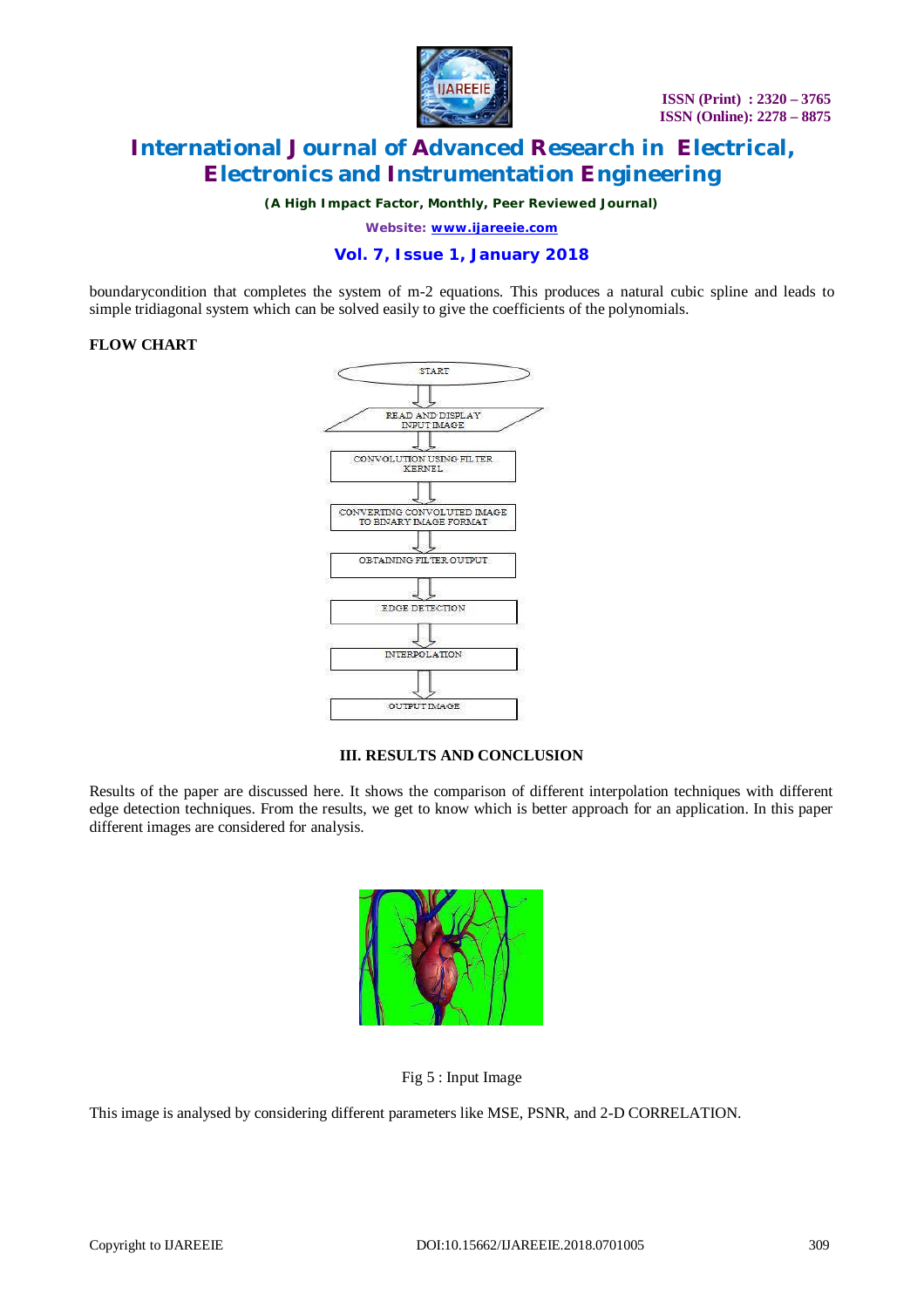boundarycondition that completes the system of m-2 equations. This produces a natural cubic spline and leads to simple tridiagonal system which can be solved easily to give the coefficients of the polynomials.

**FLOW CHART**

START

READ AND DISPLAY INPUT IMAGE

CONVOLUTION USING FILTER KERNEL

CONVERTING CONVOLUTED IMAGE TO BINARY IMAGE FORMAT

OBTAINING FILTER OUTPUT

EDGE DETECTION

INTERPOLATION

OUTPUT IMAGE

## III. RESULTS AND CONCLUSION

Results of the paper are discussed here. It shows the comparison of different interpolation techniques with different edge detection techniques. From the results, we get to know which is better approach for an application. In this paper different images are considered for analysis.

Fig 5 : Input Image

This image is analysed by considering different parameters like MSE, PSNR, and 2-D CORRELATION.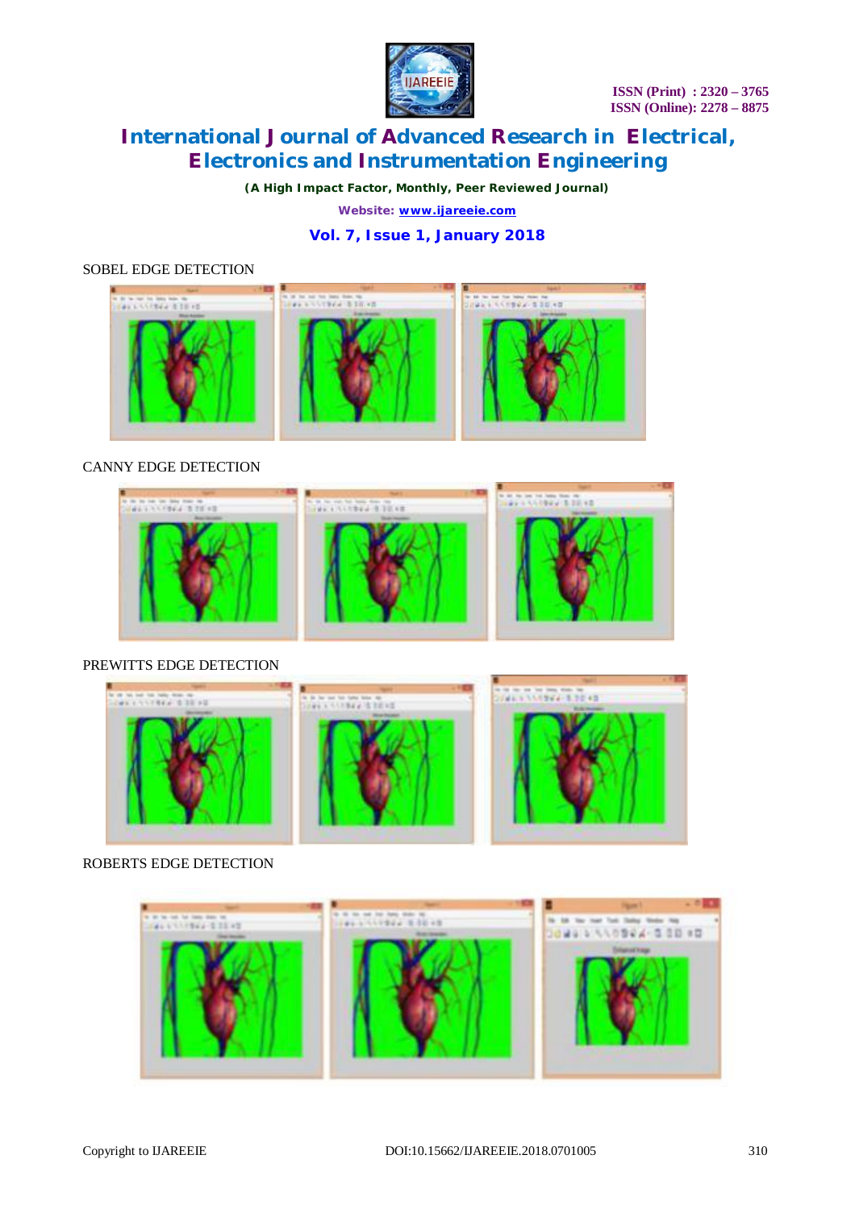SOBEL EDGE DETECTION

CANNY EDGE DETECTION

PREWITTS EDGE DETECTION

ROBERTS EDGE DETECTION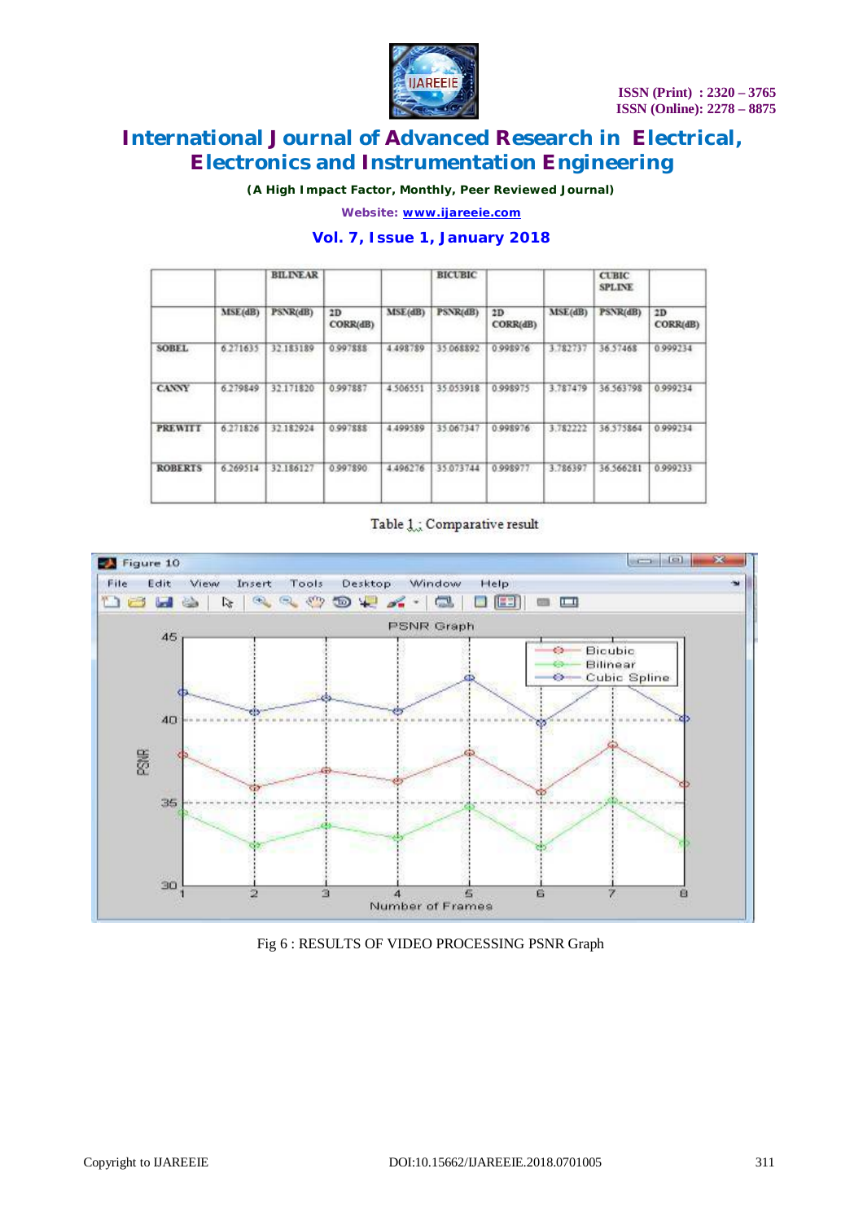| | BILINEAR | | | BICUBIC | | | CUBIC SPLINE | | |
|---|---|---|---|---|---|---|---|---|---|
| | MSE(dB) | PSNR(dB) | 2D CORR(dB) | MSE(dB) | PSNR(dB) | 2D CORR(dB) | MSE(dB) | PSNR(dB) | 2D CORR(dB) |
| SOBEL | 6.271635 | 32.183189 | 0.997888 | 4.498789 | 35.068892 | 0.998976 | 3.782737 | 36.57468 | 0.999234 |
| CANNY | 6.279849 | 32.171820 | 0.997887 | 4.506551 | 35.053918 | 0.998975 | 3.787479 | 36.563798 | 0.999234 |
| PREWITT | 6.271826 | 32.182924 | 0.997888 | 4.499589 | 35.067347 | 0.998976 | 3.782222 | 36.575864 | 0.999234 |
| ROBERTS | 6.269514 | 32.186127 | 0.997890 | 4.496276 | 35.073744 | 0.998977 | 3.786397 | 36.566281 | 0.999233 |

Table 1 : Comparative result

Fig 6 : RESULTS OF VIDEO PROCESSING PSNR Graph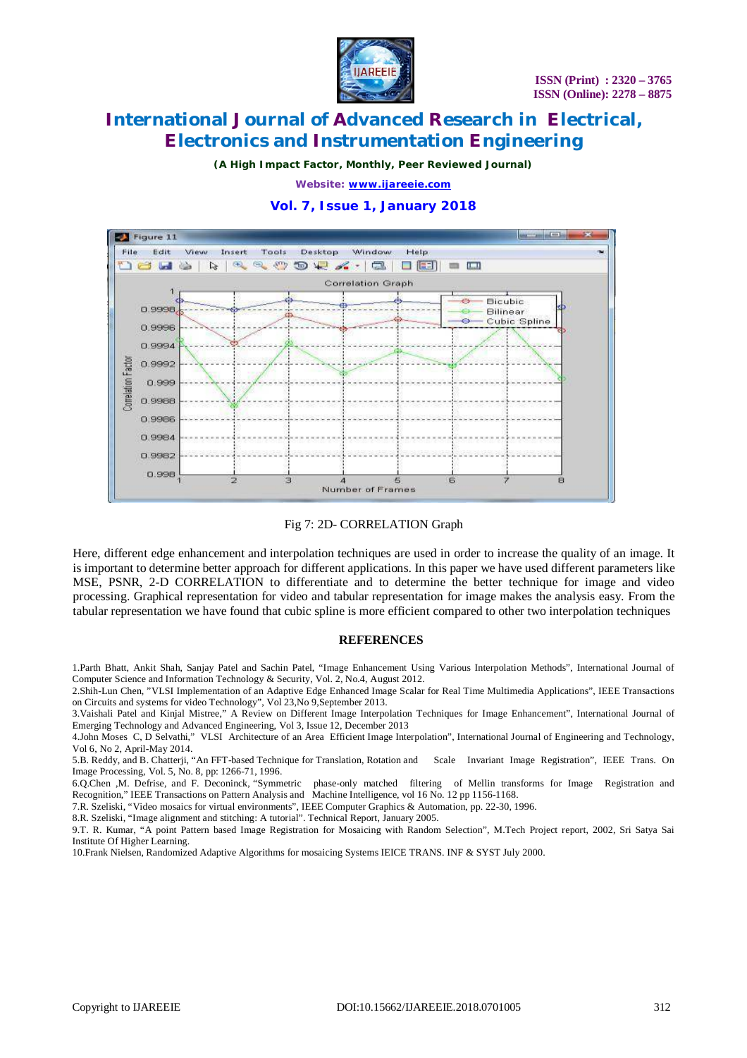Figure 11

File Edit View Insert Tools Desktop Window Help

Correlation Graph

Correlation Factor

1
0.9998
0.9996
0.9994
0.9992
0.999
0.9988
0.9986
0.9984
0.9982
0.998

1 2 3 4 5 6 7 8

Number of Frames

Bicubic
Bilinear
Cubic Spline

Fig 7: 2D- CORRELATION Graph

Here, different edge enhancement and interpolation techniques are used in order to increase the quality of an image. It is important to determine better approach for different applications. In this paper we have used different parameters like MSE, PSNR, 2-D CORRELATION to differentiate and to determine the better technique for image and video processing. Graphical representation for video and tabular representation for image makes the analysis easy. From the tabular representation we have found that cubic spline is more efficient compared to other two interpolation techniques

## REFERENCES

1.Parth Bhatt, Ankit Shah, Sanjay Patel and Sachin Patel, "Image Enhancement Using Various Interpolation Methods", International Journal of Computer Science and Information Technology & Security, Vol. 2, No.4, August 2012.

2.Shih-Lun Chen, "VLSI Implementation of an Adaptive Edge Enhanced Image Scalar for Real Time Multimedia Applications", IEEE Transactions on Circuits and systems for video Technology", Vol 23,No 9,September 2013.

3.Vaishali Patel and Kinjal Mistree," A Review on Different Image Interpolation Techniques for Image Enhancement", International Journal of Emerging Technology and Advanced Engineering, Vol 3, Issue 12, December 2013

4.John Moses C, D Selvathi," VLSI Architecture of an Area Efficient Image Interpolation", International Journal of Engineering and Technology, Vol 6, No 2, April-May 2014.

5.B. Reddy, and B. Chatterji, "An FFT-based Technique for Translation, Rotation and Scale Invariant Image Registration", IEEE Trans. On Image Processing, Vol. 5, No. 8, pp: 1266-71, 1996.

6.Q.Chen ,M. Defrise, and F. Deconinck, "Symmetric phase-only matched filtering of Mellin transforms for Image Registration and Recognition," IEEE Transactions on Pattern Analysis and Machine Intelligence, vol 16 No. 12 pp 1156-1168.

7.R. Szeliski, "Video mosaics for virtual environments", IEEE Computer Graphics & Automation, pp. 22-30, 1996.

8.R. Szeliski, "Image alignment and stitching: A tutorial". Technical Report, January 2005.

9.T. R. Kumar, "A point Pattern based Image Registration for Mosaicing with Random Selection", M.Tech Project report, 2002, Sri Satya Sai Institute Of Higher Learning.

10.Frank Nielsen, Randomized Adaptive Algorithms for mosaicing Systems IEICE TRANS. INF & SYST July 2000.